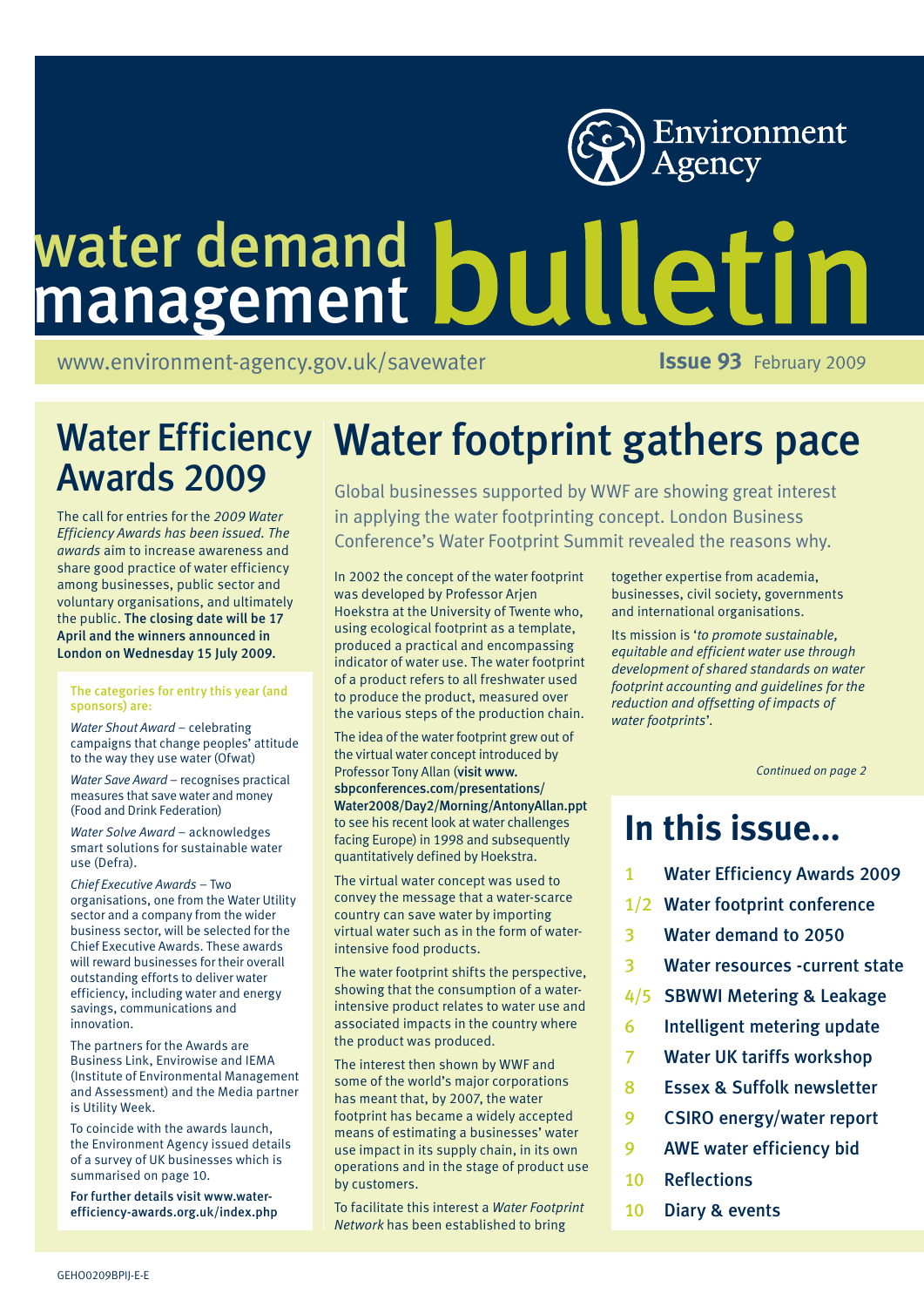Environment Agency

# water demand management bulletin

www.environment-agency.gov.uk/savewater

**Issue 93** February 2009

## Water Efficiency Awards 2009

The call for entries for the *2009 Water Efficiency Awards has been issued. The awards* aim to increase awareness and share good practice of water efficiency among businesses, public sector and voluntary organisations, and ultimately the public. **The closing date will be 17 April and the winners announced in London on Wednesday 15 July 2009.**

**The categories for entry this year (and sponsors) are:**

*Water Shout Award* – celebrating campaigns that change peoples' attitude to the way they use water (Ofwat)

*Water Save Award* – recognises practical measures that save water and money (Food and Drink Federation)

*Water Solve Award* – acknowledges smart solutions for sustainable water use (Defra).

*Chief Executive Awards* – Two organisations, one from the Water Utility sector and a company from the wider business sector, will be selected for the Chief Executive Awards. These awards will reward businesses for their overall outstanding efforts to deliver water efficiency, including water and energy savings, communications and innovation.

The partners for the Awards are Business Link, Envirowise and IEMA (Institute of Environmental Management and Assessment) and the Media partner is Utility Week.

To coincide with the awards launch, the Environment Agency issued details of a survey of UK businesses which is summarised on page 10.

**For further details visit www.water-efficiency-awards.org.uk/index.php**

## Water footprint gathers pace

Global businesses supported by WWF are showing great interest in applying the water footprinting concept. London Business Conference's Water Footprint Summit revealed the reasons why.

In 2002 the concept of the water footprint was developed by Professor Arjen Hoekstra at the University of Twente who, using ecological footprint as a template, produced a practical and encompassing indicator of water use. The water footprint of a product refers to all freshwater used to produce the product, measured over the various steps of the production chain.

The idea of the water footprint grew out of the virtual water concept introduced by Professor Tony Allan (**visit www.sbpconferences.com/presentations/Water2008/Day2/Morning/AntonyAllan.ppt** to see his recent look at water challenges facing Europe) in 1998 and subsequently quantitatively defined by Hoekstra.

The virtual water concept was used to convey the message that a water-scarce country can save water by importing virtual water such as in the form of water-intensive food products.

The water footprint shifts the perspective, showing that the consumption of a water-intensive product relates to water use and associated impacts in the country where the product was produced.

The interest then shown by WWF and some of the world's major corporations has meant that, by 2007, the water footprint has became a widely accepted means of estimating a businesses' water use impact in its supply chain, in its own operations and in the stage of product use by customers.

To facilitate this interest a *Water Footprint Network* has been established to bring together expertise from academia, businesses, civil society, governments and international organisations.

Its mission is '*to promote sustainable, equitable and efficient water use through development of shared standards on water footprint accounting and guidelines for the reduction and offsetting of impacts of water footprints*'.

*Continued on page 2*

## In this issue...

- 1 Water Efficiency Awards 2009
- 1/2 Water footprint conference
- 3 Water demand to 2050
- 3 Water resources -current state
- 4/5 SBWWI Metering & Leakage
- 6 Intelligent metering update
- 7 Water UK tariffs workshop
- 8 Essex & Suffolk newsletter
- 9 CSIRO energy/water report
- 9 AWE water efficiency bid
- 10 Reflections
- 10 Diary & events

GEHO0209BPIJ-E-E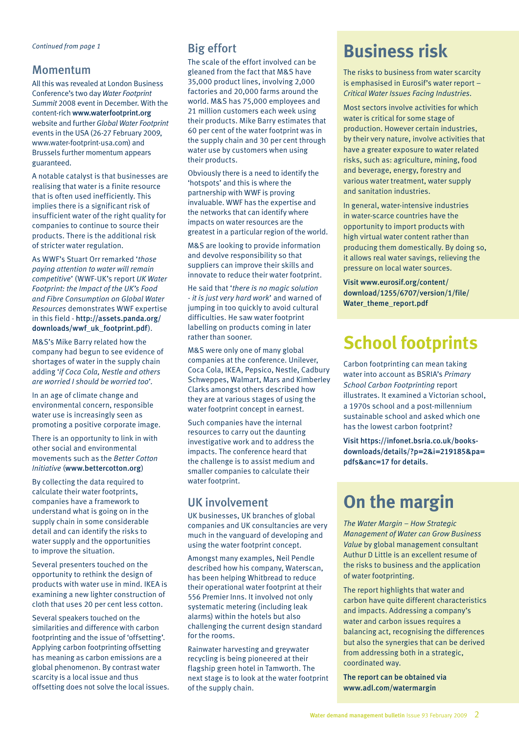*Continued from page 1*

## Momentum

All this was revealed at London Business Conference's two day *Water Footprint Summit* 2008 event in December. With the content-rich **www.waterfootprint.org** website and further *Global Water Footprint* events in the USA (26-27 February 2009, www.water-footprint-usa.com) and Brussels further momentum appears guaranteed.

A notable catalyst is that businesses are realising that water is a finite resource that is often used inefficiently. This implies there is a significant risk of insufficient water of the right quality for companies to continue to source their products. There is the additional risk of stricter water regulation.

As WWF's Stuart Orr remarked '*those paying attention to water will remain competitive*' (WWF-UK's report *UK Water Footprint: the Impact of the UK's Food and Fibre Consumption on Global Water Resources* demonstrates WWF expertise in this field - **http://assets.panda.org/downloads/wwf_uk_footprint.pdf**).

M&S's Mike Barry related how the company had begun to see evidence of shortages of water in the supply chain adding '*if Coca Cola, Nestle and others are worried I should be worried too*'.

In an age of climate change and environmental concern, responsible water use is increasingly seen as promoting a positive corporate image.

There is an opportunity to link in with other social and environmental movements such as the *Better Cotton Initiative* (**www.bettercotton.org**)

By collecting the data required to calculate their water footprints, companies have a framework to understand what is going on in the supply chain in some considerable detail and can identify the risks to water supply and the opportunities to improve the situation.

Several presenters touched on the opportunity to rethink the design of products with water use in mind. IKEA is examining a new lighter construction of cloth that uses 20 per cent less cotton.

Several speakers touched on the similarities and difference with carbon footprinting and the issue of 'offsetting'. Applying carbon footprinting offsetting has meaning as carbon emissions are a global phenomenon. By contrast water scarcity is a local issue and thus offsetting does not solve the local issues.

## Big effort

The scale of the effort involved can be gleaned from the fact that M&S have 35,000 product lines, involving 2,000 factories and 20,000 farms around the world. M&S has 75,000 employees and 21 million customers each week using their products. Mike Barry estimates that 60 per cent of the water footprint was in the supply chain and 30 per cent through water use by customers when using their products.

Obviously there is a need to identify the 'hotspots' and this is where the partnership with WWF is proving invaluable. WWF has the expertise and the networks that can identify where impacts on water resources are the greatest in a particular region of the world.

M&S are looking to provide information and devolve responsibility so that suppliers can improve their skills and innovate to reduce their water footprint.

He said that '*there is no magic solution - it is just very hard work*' and warned of jumping in too quickly to avoid cultural difficulties. He saw water footprint labelling on products coming in later rather than sooner.

M&S were only one of many global companies at the conference. Unilever, Coca Cola, IKEA, Pepsico, Nestle, Cadbury Schweppes, Walmart, Mars and Kimberley Clarks amongst others described how they are at various stages of using the water footprint concept in earnest.

Such companies have the internal resources to carry out the daunting investigative work and to address the impacts. The conference heard that the challenge is to assist medium and smaller companies to calculate their water footprint.

## UK involvement

UK businesses, UK branches of global companies and UK consultancies are very much in the vanguard of developing and using the water footprint concept.

Amongst many examples, Neil Pendle described how his company, Waterscan, has been helping Whitbread to reduce their operational water footprint at their 556 Premier Inns. It involved not only systematic metering (including leak alarms) within the hotels but also challenging the current design standard for the rooms.

Rainwater harvesting and greywater recycling is being pioneered at their flagship green hotel in Tamworth. The next stage is to look at the water footprint of the supply chain.

# Business risk

The risks to business from water scarcity is emphasised in Eurosif's water report – *Critical Water Issues Facing Industries*.

Most sectors involve activities for which water is critical for some stage of production. However certain industries, by their very nature, involve activities that have a greater exposure to water related risks, such as: agriculture, mining, food and beverage, energy, forestry and various water treatment, water supply and sanitation industries.

In general, water-intensive industries in water-scarce countries have the opportunity to import products with high virtual water content rather than producing them domestically. By doing so, it allows real water savings, relieving the pressure on local water sources.

**Visit www.eurosif.org/content/download/1255/6707/version/1/file/Water_theme_report.pdf**

# School footprints

Carbon footprinting can mean taking water into account as BSRIA's *Primary School Carbon Footprinting* report illustrates. It examined a Victorian school, a 1970s school and a post-millennium sustainable school and asked which one has the lowest carbon footprint?

**Visit https://infonet.bsria.co.uk/books-downloads/details/?p=2&i=219185&pa=pdfs&anc=17 for details.**

# On the margin

*The Water Margin – How Strategic Management of Water can Grow Business Value* by global management consultant Authur D Little is an excellent resume of the risks to business and the application of water footprinting.

The report highlights that water and carbon have quite different characteristics and impacts. Addressing a company's water and carbon issues requires a balancing act, recognising the differences but also the synergies that can be derived from addressing both in a strategic, coordinated way.

**The report can be obtained via www.adl.com/watermargin**